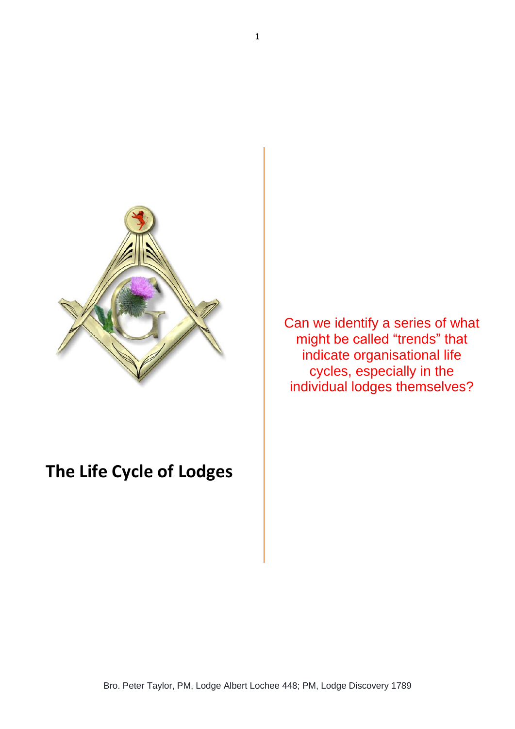# The Life Cycle of Lodges

Can we identify a series of what might be called "trends" that indicate organisational life cycles, especially in the individual lodges themselves?

Bro. Peter Taylor, PM, Lodge Albert Lochee 448; PM, Lodge Discovery 1789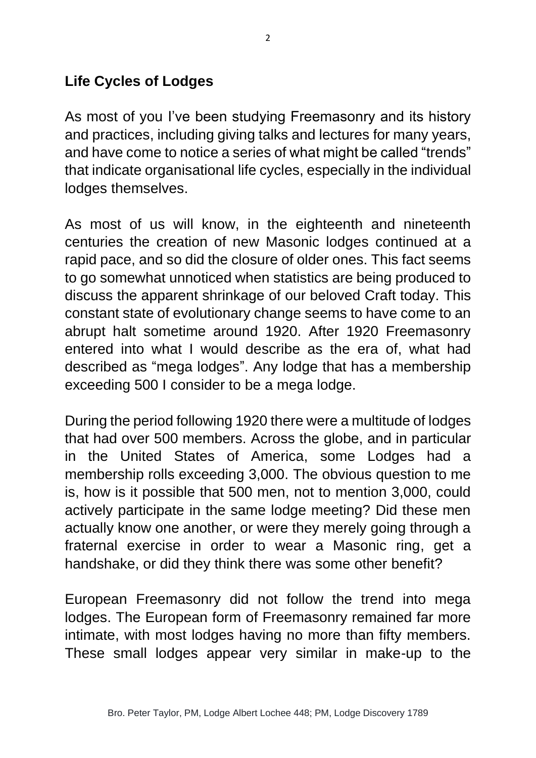## Life Cycles of Lodges

As most of you I've been studying Freemasonry and its history and practices, including giving talks and lectures for many years, and have come to notice a series of what might be called "trends" that indicate organisational life cycles, especially in the individual lodges themselves.

As most of us will know, in the eighteenth and nineteenth centuries the creation of new Masonic lodges continued at a rapid pace, and so did the closure of older ones. This fact seems to go somewhat unnoticed when statistics are being produced to discuss the apparent shrinkage of our beloved Craft today. This constant state of evolutionary change seems to have come to an abrupt halt sometime around 1920. After 1920 Freemasonry entered into what I would describe as the era of, what had described as "mega lodges". Any lodge that has a membership exceeding 500 I consider to be a mega lodge.

During the period following 1920 there were a multitude of lodges that had over 500 members. Across the globe, and in particular in the United States of America, some Lodges had a membership rolls exceeding 3,000. The obvious question to me is, how is it possible that 500 men, not to mention 3,000, could actively participate in the same lodge meeting? Did these men actually know one another, or were they merely going through a fraternal exercise in order to wear a Masonic ring, get a handshake, or did they think there was some other benefit?

European Freemasonry did not follow the trend into mega lodges. The European form of Freemasonry remained far more intimate, with most lodges having no more than fifty members. These small lodges appear very similar in make-up to the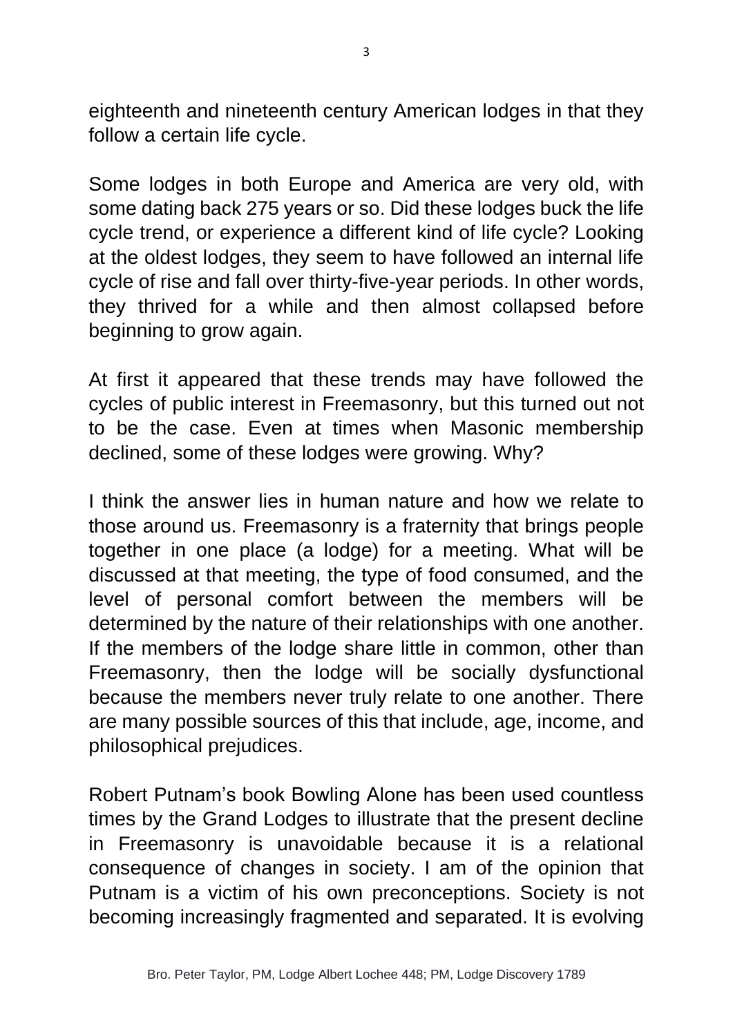eighteenth and nineteenth century American lodges in that they follow a certain life cycle.

Some lodges in both Europe and America are very old, with some dating back 275 years or so. Did these lodges buck the life cycle trend, or experience a different kind of life cycle? Looking at the oldest lodges, they seem to have followed an internal life cycle of rise and fall over thirty-five-year periods. In other words, they thrived for a while and then almost collapsed before beginning to grow again.

At first it appeared that these trends may have followed the cycles of public interest in Freemasonry, but this turned out not to be the case. Even at times when Masonic membership declined, some of these lodges were growing. Why?

I think the answer lies in human nature and how we relate to those around us. Freemasonry is a fraternity that brings people together in one place (a lodge) for a meeting. What will be discussed at that meeting, the type of food consumed, and the level of personal comfort between the members will be determined by the nature of their relationships with one another. If the members of the lodge share little in common, other than Freemasonry, then the lodge will be socially dysfunctional because the members never truly relate to one another. There are many possible sources of this that include, age, income, and philosophical prejudices.

Robert Putnam's book Bowling Alone has been used countless times by the Grand Lodges to illustrate that the present decline in Freemasonry is unavoidable because it is a relational consequence of changes in society. I am of the opinion that Putnam is a victim of his own preconceptions. Society is not becoming increasingly fragmented and separated. It is evolving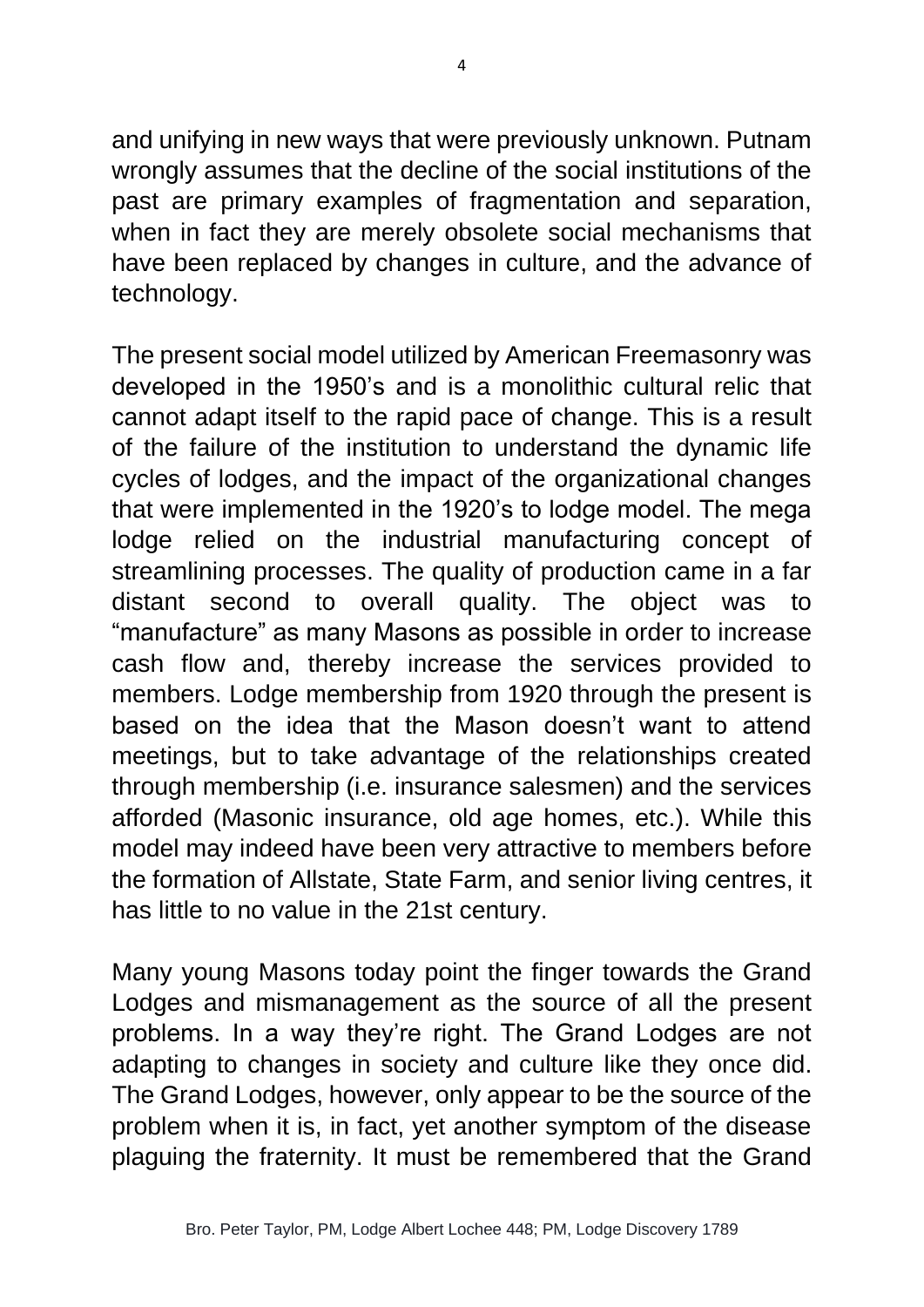and unifying in new ways that were previously unknown. Putnam wrongly assumes that the decline of the social institutions of the past are primary examples of fragmentation and separation, when in fact they are merely obsolete social mechanisms that have been replaced by changes in culture, and the advance of technology.

The present social model utilized by American Freemasonry was developed in the 1950's and is a monolithic cultural relic that cannot adapt itself to the rapid pace of change. This is a result of the failure of the institution to understand the dynamic life cycles of lodges, and the impact of the organizational changes that were implemented in the 1920's to lodge model. The mega lodge relied on the industrial manufacturing concept of streamlining processes. The quality of production came in a far distant second to overall quality. The object was to "manufacture" as many Masons as possible in order to increase cash flow and, thereby increase the services provided to members. Lodge membership from 1920 through the present is based on the idea that the Mason doesn't want to attend meetings, but to take advantage of the relationships created through membership (i.e. insurance salesmen) and the services afforded (Masonic insurance, old age homes, etc.). While this model may indeed have been very attractive to members before the formation of Allstate, State Farm, and senior living centres, it has little to no value in the 21st century.

Many young Masons today point the finger towards the Grand Lodges and mismanagement as the source of all the present problems. In a way they're right. The Grand Lodges are not adapting to changes in society and culture like they once did. The Grand Lodges, however, only appear to be the source of the problem when it is, in fact, yet another symptom of the disease plaguing the fraternity. It must be remembered that the Grand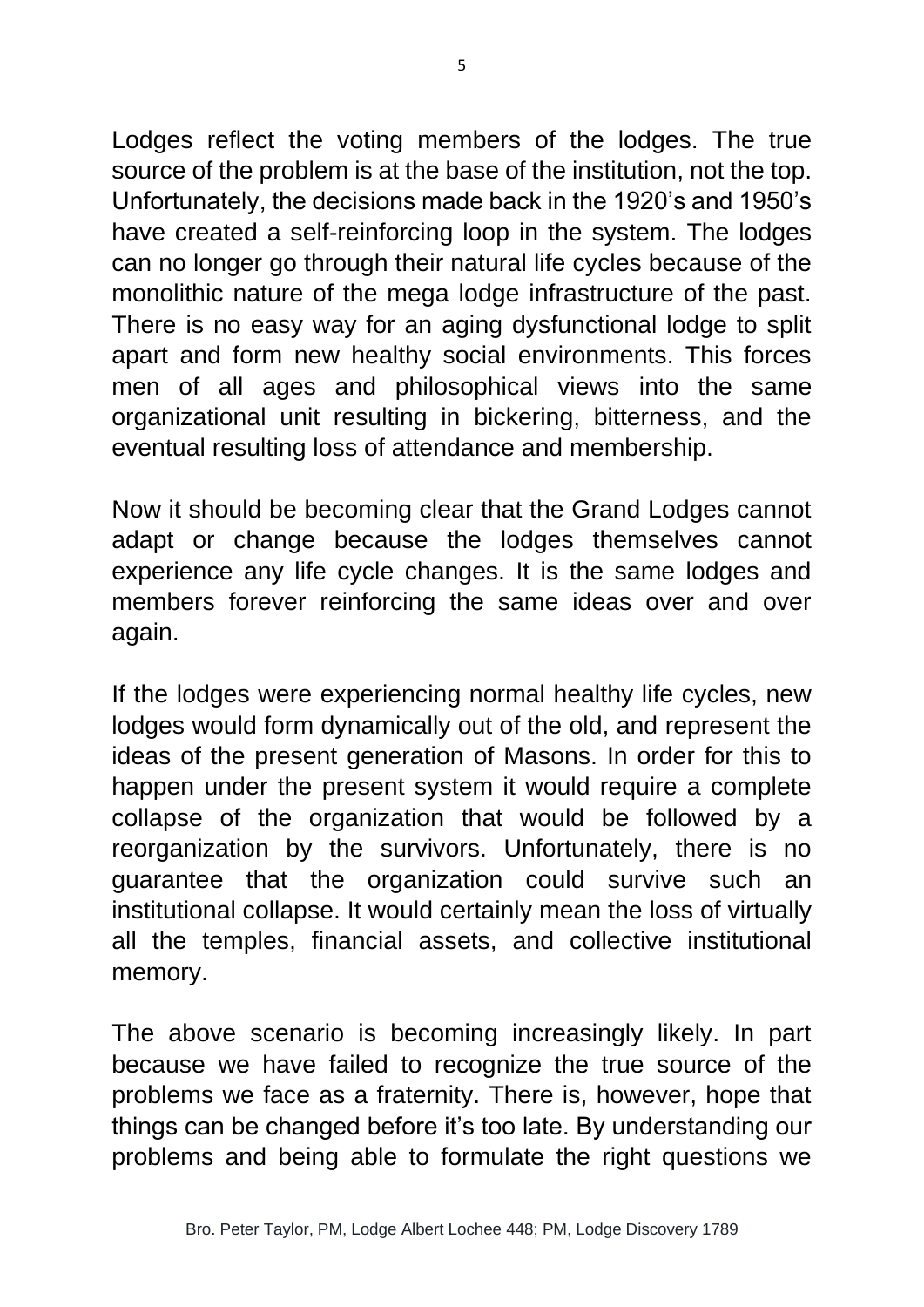Lodges reflect the voting members of the lodges. The true source of the problem is at the base of the institution, not the top. Unfortunately, the decisions made back in the 1920's and 1950's have created a self-reinforcing loop in the system. The lodges can no longer go through their natural life cycles because of the monolithic nature of the mega lodge infrastructure of the past. There is no easy way for an aging dysfunctional lodge to split apart and form new healthy social environments. This forces men of all ages and philosophical views into the same organizational unit resulting in bickering, bitterness, and the eventual resulting loss of attendance and membership.

Now it should be becoming clear that the Grand Lodges cannot adapt or change because the lodges themselves cannot experience any life cycle changes. It is the same lodges and members forever reinforcing the same ideas over and over again.

If the lodges were experiencing normal healthy life cycles, new lodges would form dynamically out of the old, and represent the ideas of the present generation of Masons. In order for this to happen under the present system it would require a complete collapse of the organization that would be followed by a reorganization by the survivors. Unfortunately, there is no guarantee that the organization could survive such an institutional collapse. It would certainly mean the loss of virtually all the temples, financial assets, and collective institutional memory.

The above scenario is becoming increasingly likely. In part because we have failed to recognize the true source of the problems we face as a fraternity. There is, however, hope that things can be changed before it's too late. By understanding our problems and being able to formulate the right questions we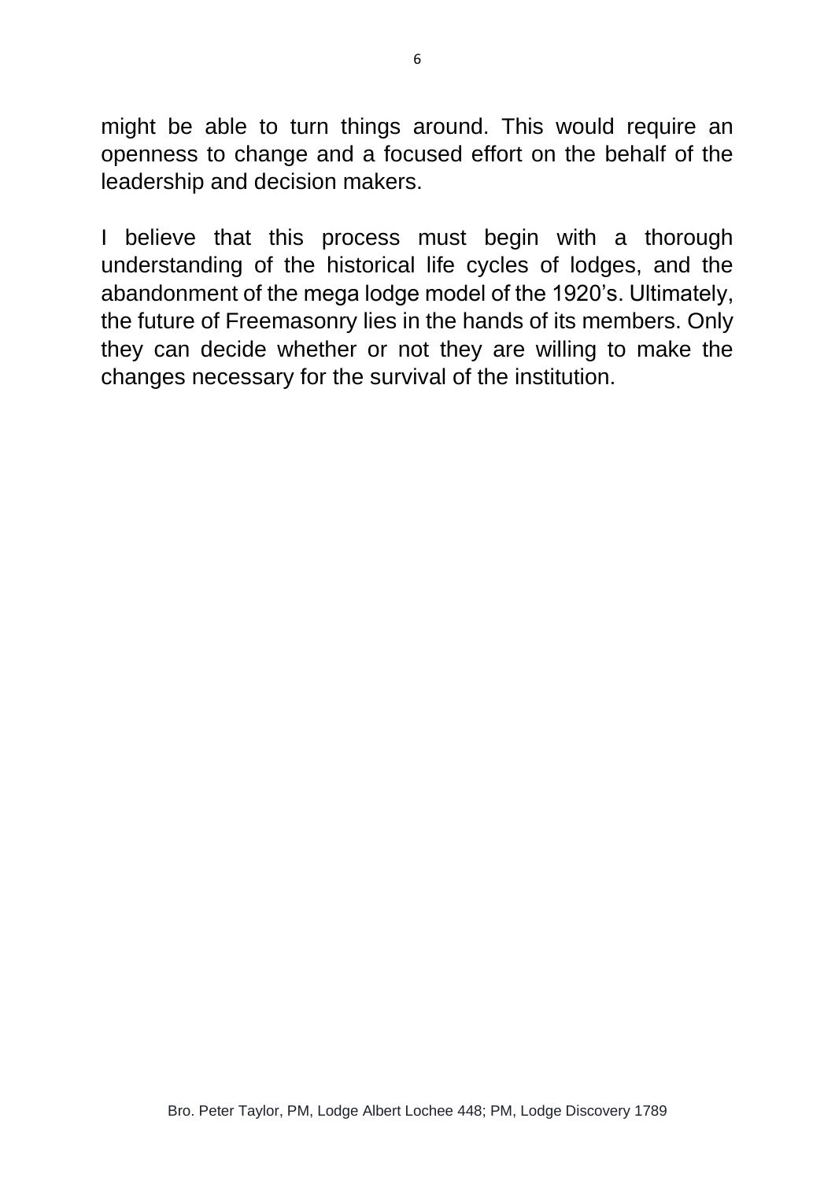might be able to turn things around. This would require an openness to change and a focused effort on the behalf of the leadership and decision makers.

I believe that this process must begin with a thorough understanding of the historical life cycles of lodges, and the abandonment of the mega lodge model of the 1920's. Ultimately, the future of Freemasonry lies in the hands of its members. Only they can decide whether or not they are willing to make the changes necessary for the survival of the institution.

Bro. Peter Taylor, PM, Lodge Albert Lochee 448; PM, Lodge Discovery 1789